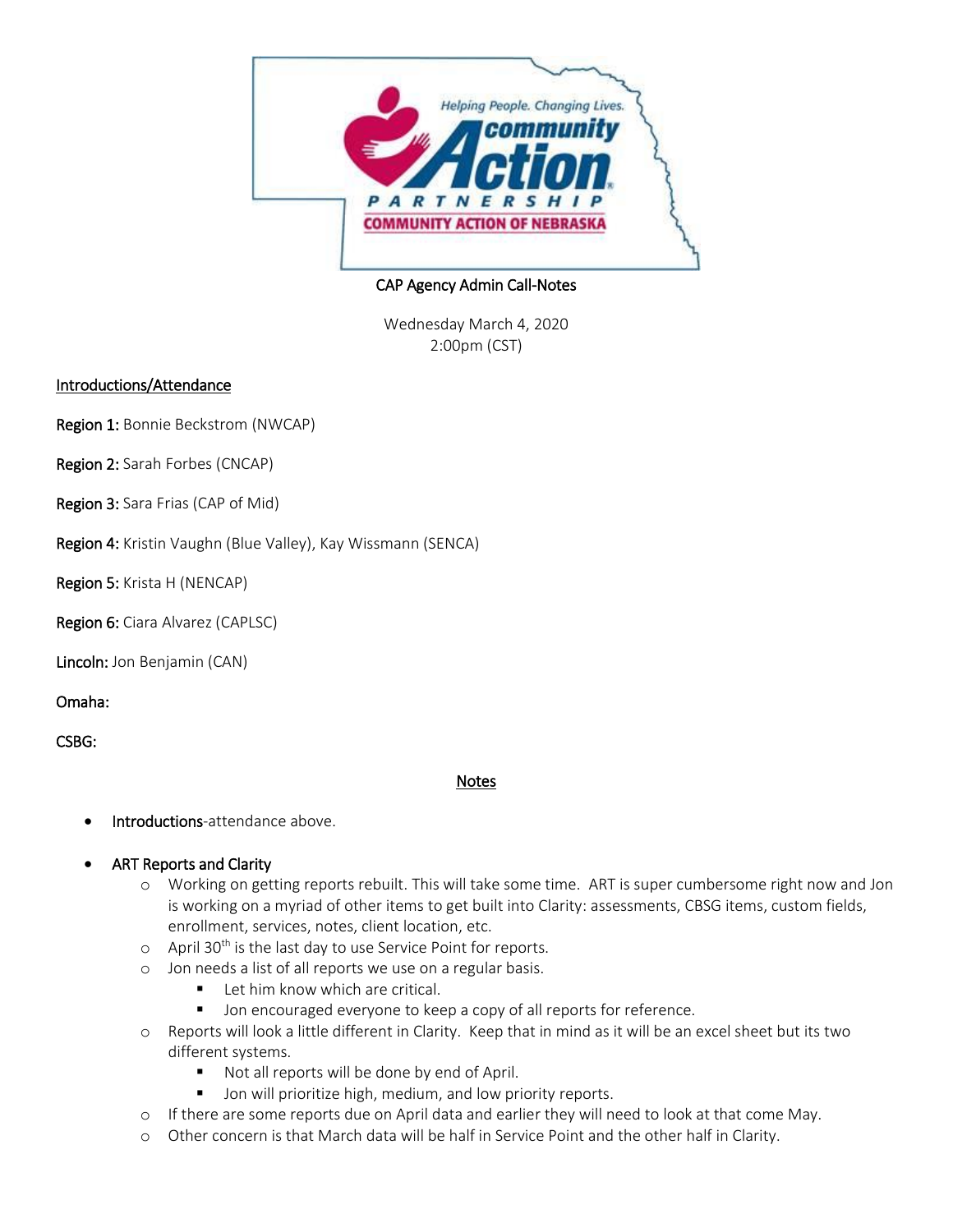CAP Agency Admin Call-Notes

Wednesday March 4, 2020
2:00pm (CST)

**Introductions/Attendance**

**Region 1:** Bonnie Beckstrom (NWCAP)

**Region 2:** Sarah Forbes (CNCAP)

**Region 3:** Sara Frias (CAP of Mid)

**Region 4:** Kristin Vaughn (Blue Valley), Kay Wissmann (SENCA)

**Region 5:** Krista H (NENCAP)

**Region 6:** Ciara Alvarez (CAPLSC)

**Lincoln:** Jon Benjamin (CAN)

**Omaha:**

**CSBG:**

**Notes**

- **Introductions**-attendance above.
- **ART Reports and Clarity**
  - Working on getting reports rebuilt. This will take some time. ART is super cumbersome right now and Jon is working on a myriad of other items to get built into Clarity: assessments, CBSG items, custom fields, enrollment, services, notes, client location, etc.
  - April 30th is the last day to use Service Point for reports.
  - Jon needs a list of all reports we use on a regular basis.
    - Let him know which are critical.
    - Jon encouraged everyone to keep a copy of all reports for reference.
  - Reports will look a little different in Clarity. Keep that in mind as it will be an excel sheet but its two different systems.
    - Not all reports will be done by end of April.
    - Jon will prioritize high, medium, and low priority reports.
  - If there are some reports due on April data and earlier they will need to look at that come May.
  - Other concern is that March data will be half in Service Point and the other half in Clarity.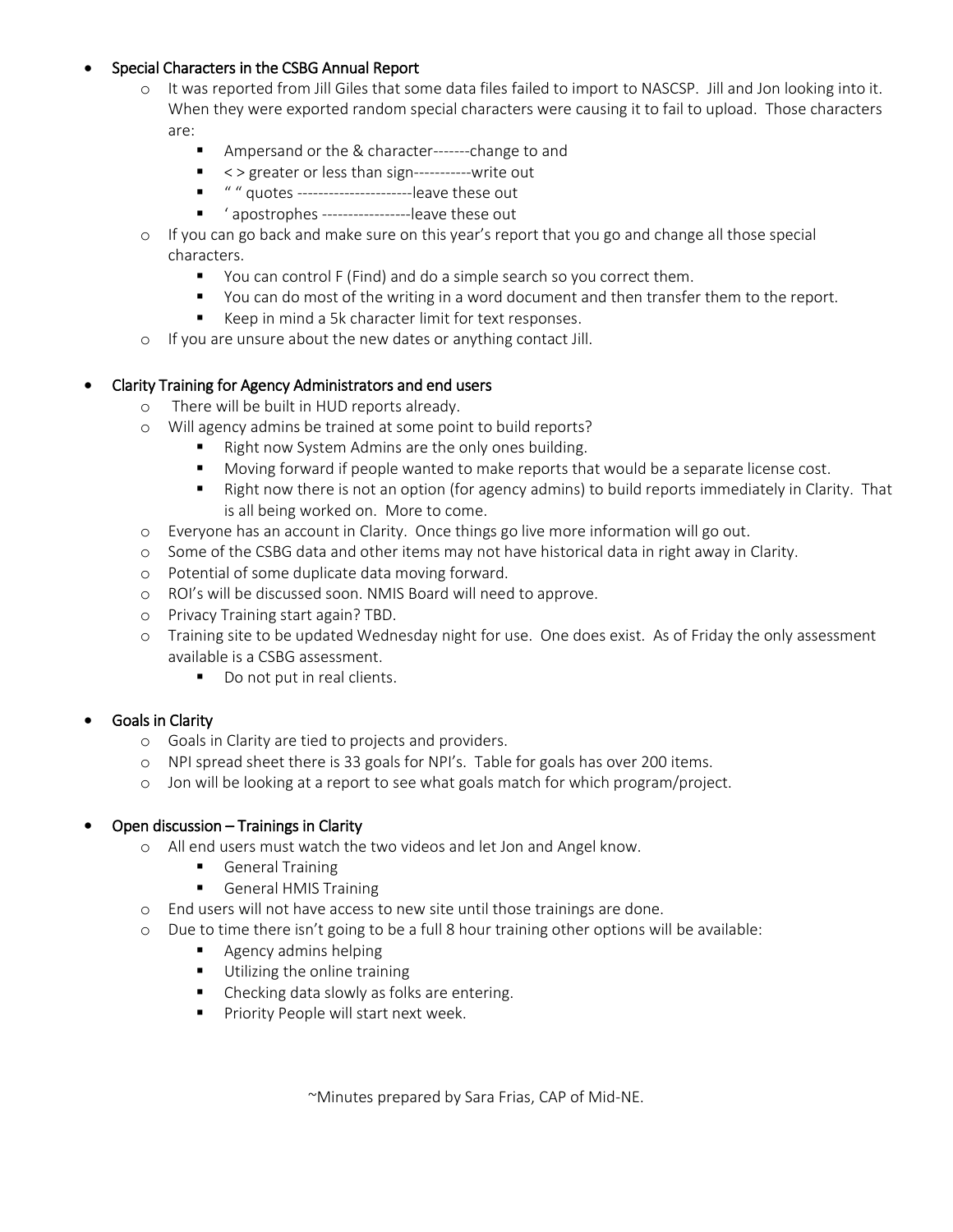- Special Characters in the CSBG Annual Report
  - It was reported from Jill Giles that some data files failed to import to NASCSP. Jill and Jon looking into it. When they were exported random special characters were causing it to fail to upload. Those characters are:
    - Ampersand or the & character-------change to and
    - < > greater or less than sign-----------write out
    - " " quotes ----------------------leave these out
    - ' apostrophes -----------------leave these out
  - If you can go back and make sure on this year's report that you go and change all those special characters.
    - You can control F (Find) and do a simple search so you correct them.
    - You can do most of the writing in a word document and then transfer them to the report.
    - Keep in mind a 5k character limit for text responses.
  - If you are unsure about the new dates or anything contact Jill.

- Clarity Training for Agency Administrators and end users
  - There will be built in HUD reports already.
  - Will agency admins be trained at some point to build reports?
    - Right now System Admins are the only ones building.
    - Moving forward if people wanted to make reports that would be a separate license cost.
    - Right now there is not an option (for agency admins) to build reports immediately in Clarity. That is all being worked on. More to come.
  - Everyone has an account in Clarity. Once things go live more information will go out.
  - Some of the CSBG data and other items may not have historical data in right away in Clarity.
  - Potential of some duplicate data moving forward.
  - ROI's will be discussed soon. NMIS Board will need to approve.
  - Privacy Training start again? TBD.
  - Training site to be updated Wednesday night for use. One does exist. As of Friday the only assessment available is a CSBG assessment.
    - Do not put in real clients.

- Goals in Clarity
  - Goals in Clarity are tied to projects and providers.
  - NPI spread sheet there is 33 goals for NPI's. Table for goals has over 200 items.
  - Jon will be looking at a report to see what goals match for which program/project.

- Open discussion – Trainings in Clarity
  - All end users must watch the two videos and let Jon and Angel know.
    - General Training
    - General HMIS Training
  - End users will not have access to new site until those trainings are done.
  - Due to time there isn't going to be a full 8 hour training other options will be available:
    - Agency admins helping
    - Utilizing the online training
    - Checking data slowly as folks are entering.
    - Priority People will start next week.

~Minutes prepared by Sara Frias, CAP of Mid-NE.